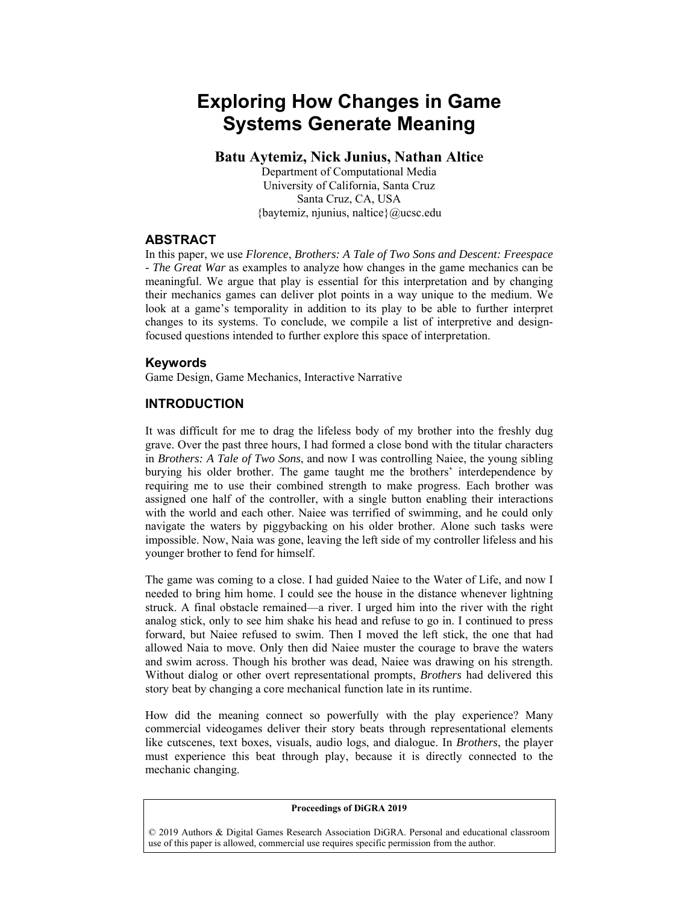# Exploring How Changes in Game Systems Generate Meaning

**Batu Aytemiz, Nick Junius, Nathan Altice**

Department of Computational Media
University of California, Santa Cruz
Santa Cruz, CA, USA
{baytemiz, njunius, naltice}@ucsc.edu

## ABSTRACT

In this paper, we use *Florence*, *Brothers: A Tale of Two Sons and Descent: Freespace - The Great War* as examples to analyze how changes in the game mechanics can be meaningful. We argue that play is essential for this interpretation and by changing their mechanics games can deliver plot points in a way unique to the medium. We look at a game's temporality in addition to its play to be able to further interpret changes to its systems. To conclude, we compile a list of interpretive and design-focused questions intended to further explore this space of interpretation.

## Keywords

Game Design, Game Mechanics, Interactive Narrative

## INTRODUCTION

It was difficult for me to drag the lifeless body of my brother into the freshly dug grave. Over the past three hours, I had formed a close bond with the titular characters in *Brothers: A Tale of Two Sons*, and now I was controlling Naiee, the young sibling burying his older brother. The game taught me the brothers' interdependence by requiring me to use their combined strength to make progress. Each brother was assigned one half of the controller, with a single button enabling their interactions with the world and each other. Naiee was terrified of swimming, and he could only navigate the waters by piggybacking on his older brother. Alone such tasks were impossible. Now, Naia was gone, leaving the left side of my controller lifeless and his younger brother to fend for himself.

The game was coming to a close. I had guided Naiee to the Water of Life, and now I needed to bring him home. I could see the house in the distance whenever lightning struck. A final obstacle remained—a river. I urged him into the river with the right analog stick, only to see him shake his head and refuse to go in. I continued to press forward, but Naiee refused to swim. Then I moved the left stick, the one that had allowed Naia to move. Only then did Naiee muster the courage to brave the waters and swim across. Though his brother was dead, Naiee was drawing on his strength. Without dialog or other overt representational prompts, *Brothers* had delivered this story beat by changing a core mechanical function late in its runtime.

How did the meaning connect so powerfully with the play experience? Many commercial videogames deliver their story beats through representational elements like cutscenes, text boxes, visuals, audio logs, and dialogue. In *Brothers*, the player must experience this beat through play, because it is directly connected to the mechanic changing.

**Proceedings of DiGRA 2019**

© 2019 Authors & Digital Games Research Association DiGRA. Personal and educational classroom use of this paper is allowed, commercial use requires specific permission from the author.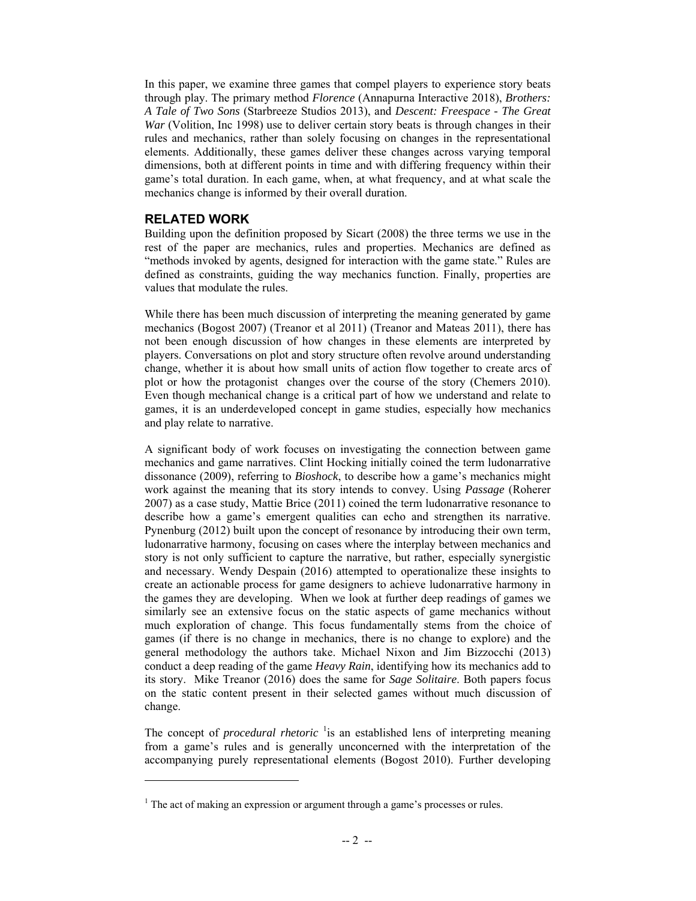In this paper, we examine three games that compel players to experience story beats through play. The primary method *Florence* (Annapurna Interactive 2018), *Brothers: A Tale of Two Sons* (Starbreeze Studios 2013), and *Descent: Freespace - The Great War* (Volition, Inc 1998) use to deliver certain story beats is through changes in their rules and mechanics, rather than solely focusing on changes in the representational elements. Additionally, these games deliver these changes across varying temporal dimensions, both at different points in time and with differing frequency within their game's total duration. In each game, when, at what frequency, and at what scale the mechanics change is informed by their overall duration.

## RELATED WORK

Building upon the definition proposed by Sicart (2008) the three terms we use in the rest of the paper are mechanics, rules and properties. Mechanics are defined as "methods invoked by agents, designed for interaction with the game state." Rules are defined as constraints, guiding the way mechanics function. Finally, properties are values that modulate the rules.

While there has been much discussion of interpreting the meaning generated by game mechanics (Bogost 2007) (Treanor et al 2011) (Treanor and Mateas 2011), there has not been enough discussion of how changes in these elements are interpreted by players. Conversations on plot and story structure often revolve around understanding change, whether it is about how small units of action flow together to create arcs of plot or how the protagonist changes over the course of the story (Chemers 2010). Even though mechanical change is a critical part of how we understand and relate to games, it is an underdeveloped concept in game studies, especially how mechanics and play relate to narrative.

A significant body of work focuses on investigating the connection between game mechanics and game narratives. Clint Hocking initially coined the term ludonarrative dissonance (2009), referring to *Bioshock*, to describe how a game's mechanics might work against the meaning that its story intends to convey. Using *Passage* (Roherer 2007) as a case study, Mattie Brice (2011) coined the term ludonarrative resonance to describe how a game's emergent qualities can echo and strengthen its narrative. Pynenburg (2012) built upon the concept of resonance by introducing their own term, ludonarrative harmony, focusing on cases where the interplay between mechanics and story is not only sufficient to capture the narrative, but rather, especially synergistic and necessary. Wendy Despain (2016) attempted to operationalize these insights to create an actionable process for game designers to achieve ludonarrative harmony in the games they are developing. When we look at further deep readings of games we similarly see an extensive focus on the static aspects of game mechanics without much exploration of change. This focus fundamentally stems from the choice of games (if there is no change in mechanics, there is no change to explore) and the general methodology the authors take. Michael Nixon and Jim Bizzocchi (2013) conduct a deep reading of the game *Heavy Rain*, identifying how its mechanics add to its story. Mike Treanor (2016) does the same for *Sage Solitaire*. Both papers focus on the static content present in their selected games without much discussion of change.

The concept of *procedural rhetoric* [1] is an established lens of interpreting meaning from a game's rules and is generally unconcerned with the interpretation of the accompanying purely representational elements (Bogost 2010). Further developing

[1] The act of making an expression or argument through a game's processes or rules.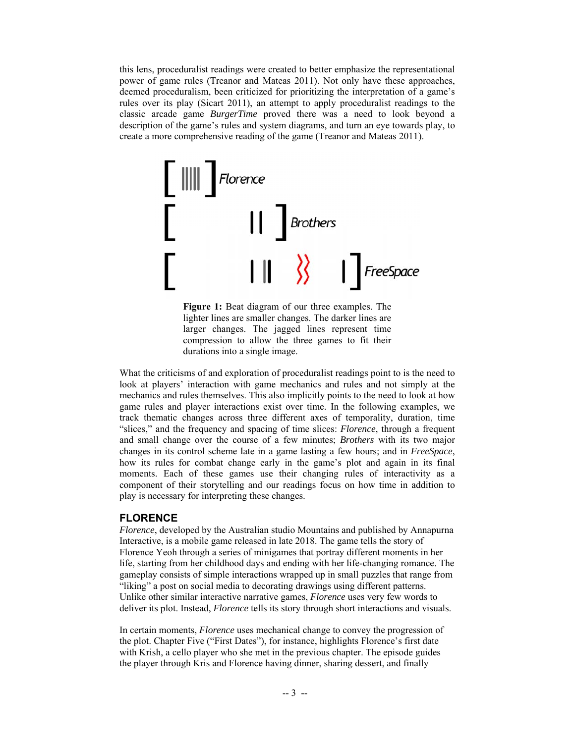this lens, proceduralist readings were created to better emphasize the representational power of game rules (Treanor and Mateas 2011). Not only have these approaches, deemed proceduralism, been criticized for prioritizing the interpretation of a game's rules over its play (Sicart 2011), an attempt to apply proceduralist readings to the classic arcade game *BurgerTime* proved there was a need to look beyond a description of the game's rules and system diagrams, and turn an eye towards play, to create a more comprehensive reading of the game (Treanor and Mateas 2011).

**Figure 1:** Beat diagram of our three examples. The lighter lines are smaller changes. The darker lines are larger changes. The jagged lines represent time compression to allow the three games to fit their durations into a single image.

What the criticisms of and exploration of proceduralist readings point to is the need to look at players' interaction with game mechanics and rules and not simply at the mechanics and rules themselves. This also implicitly points to the need to look at how game rules and player interactions exist over time. In the following examples, we track thematic changes across three different axes of temporality, duration, time "slices," and the frequency and spacing of time slices: *Florence*, through a frequent and small change over the course of a few minutes; *Brothers* with its two major changes in its control scheme late in a game lasting a few hours; and in *FreeSpace*, how its rules for combat change early in the game's plot and again in its final moments. Each of these games use their changing rules of interactivity as a component of their storytelling and our readings focus on how time in addition to play is necessary for interpreting these changes.

## FLORENCE

*Florence*, developed by the Australian studio Mountains and published by Annapurna Interactive, is a mobile game released in late 2018. The game tells the story of Florence Yeoh through a series of minigames that portray different moments in her life, starting from her childhood days and ending with her life-changing romance. The gameplay consists of simple interactions wrapped up in small puzzles that range from "liking" a post on social media to decorating drawings using different patterns. Unlike other similar interactive narrative games, *Florence* uses very few words to deliver its plot. Instead, *Florence* tells its story through short interactions and visuals.

In certain moments, *Florence* uses mechanical change to convey the progression of the plot. Chapter Five ("First Dates"), for instance, highlights Florence's first date with Krish, a cello player who she met in the previous chapter. The episode guides the player through Kris and Florence having dinner, sharing dessert, and finally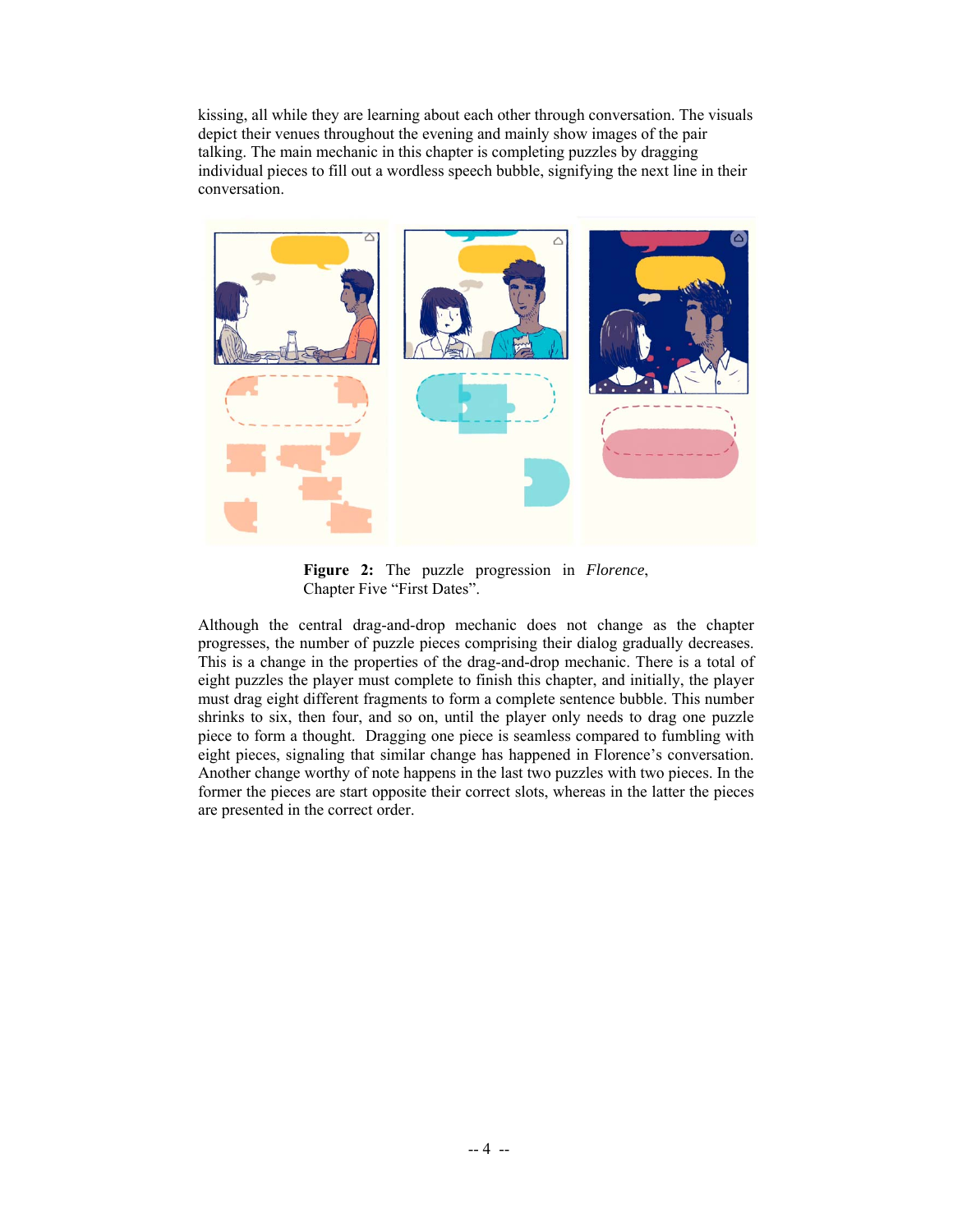kissing, all while they are learning about each other through conversation. The visuals depict their venues throughout the evening and mainly show images of the pair talking. The main mechanic in this chapter is completing puzzles by dragging individual pieces to fill out a wordless speech bubble, signifying the next line in their conversation.

**Figure 2:** The puzzle progression in *Florence*, Chapter Five "First Dates".

Although the central drag-and-drop mechanic does not change as the chapter progresses, the number of puzzle pieces comprising their dialog gradually decreases. This is a change in the properties of the drag-and-drop mechanic. There is a total of eight puzzles the player must complete to finish this chapter, and initially, the player must drag eight different fragments to form a complete sentence bubble. This number shrinks to six, then four, and so on, until the player only needs to drag one puzzle piece to form a thought. Dragging one piece is seamless compared to fumbling with eight pieces, signaling that similar change has happened in Florence's conversation. Another change worthy of note happens in the last two puzzles with two pieces. In the former the pieces are start opposite their correct slots, whereas in the latter the pieces are presented in the correct order.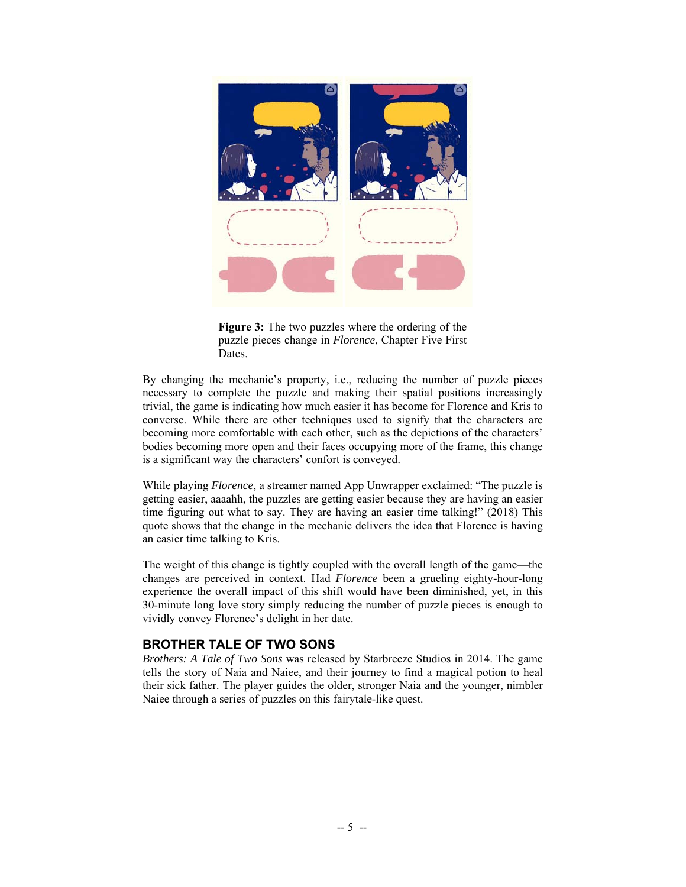**Figure 3:** The two puzzles where the ordering of the puzzle pieces change in *Florence*, Chapter Five First Dates.

By changing the mechanic's property, i.e., reducing the number of puzzle pieces necessary to complete the puzzle and making their spatial positions increasingly trivial, the game is indicating how much easier it has become for Florence and Kris to converse. While there are other techniques used to signify that the characters are becoming more comfortable with each other, such as the depictions of the characters' bodies becoming more open and their faces occupying more of the frame, this change is a significant way the characters' confort is conveyed.

While playing *Florence*, a streamer named App Unwrapper exclaimed: "The puzzle is getting easier, aaaahh, the puzzles are getting easier because they are having an easier time figuring out what to say. They are having an easier time talking!" (2018) This quote shows that the change in the mechanic delivers the idea that Florence is having an easier time talking to Kris.

The weight of this change is tightly coupled with the overall length of the game—the changes are perceived in context. Had *Florence* been a grueling eighty-hour-long experience the overall impact of this shift would have been diminished, yet, in this 30-minute long love story simply reducing the number of puzzle pieces is enough to vividly convey Florence's delight in her date.

## BROTHER TALE OF TWO SONS

*Brothers: A Tale of Two Sons* was released by Starbreeze Studios in 2014. The game tells the story of Naia and Naiee, and their journey to find a magical potion to heal their sick father. The player guides the older, stronger Naia and the younger, nimbler Naiee through a series of puzzles on this fairytale-like quest.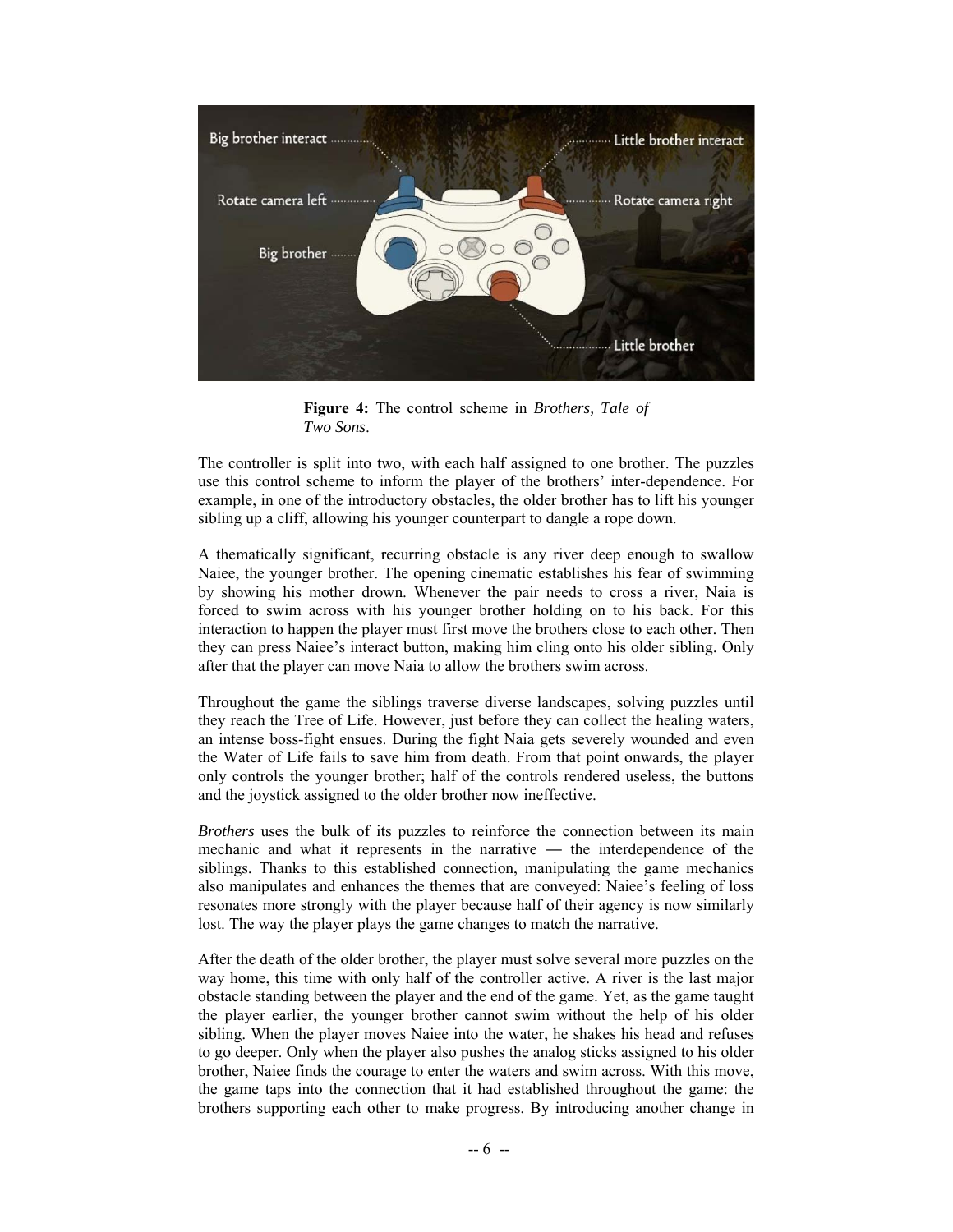**Figure 4:** The control scheme in *Brothers, Tale of Two Sons*.

The controller is split into two, with each half assigned to one brother. The puzzles use this control scheme to inform the player of the brothers' inter-dependence. For example, in one of the introductory obstacles, the older brother has to lift his younger sibling up a cliff, allowing his younger counterpart to dangle a rope down.

A thematically significant, recurring obstacle is any river deep enough to swallow Naiee, the younger brother. The opening cinematic establishes his fear of swimming by showing his mother drown. Whenever the pair needs to cross a river, Naia is forced to swim across with his younger brother holding on to his back. For this interaction to happen the player must first move the brothers close to each other. Then they can press Naiee's interact button, making him cling onto his older sibling. Only after that the player can move Naia to allow the brothers swim across.

Throughout the game the siblings traverse diverse landscapes, solving puzzles until they reach the Tree of Life. However, just before they can collect the healing waters, an intense boss-fight ensues. During the fight Naia gets severely wounded and even the Water of Life fails to save him from death. From that point onwards, the player only controls the younger brother; half of the controls rendered useless, the buttons and the joystick assigned to the older brother now ineffective.

*Brothers* uses the bulk of its puzzles to reinforce the connection between its main mechanic and what it represents in the narrative — the interdependence of the siblings. Thanks to this established connection, manipulating the game mechanics also manipulates and enhances the themes that are conveyed: Naiee's feeling of loss resonates more strongly with the player because half of their agency is now similarly lost. The way the player plays the game changes to match the narrative.

After the death of the older brother, the player must solve several more puzzles on the way home, this time with only half of the controller active. A river is the last major obstacle standing between the player and the end of the game. Yet, as the game taught the player earlier, the younger brother cannot swim without the help of his older sibling. When the player moves Naiee into the water, he shakes his head and refuses to go deeper. Only when the player also pushes the analog sticks assigned to his older brother, Naiee finds the courage to enter the waters and swim across. With this move, the game taps into the connection that it had established throughout the game: the brothers supporting each other to make progress. By introducing another change in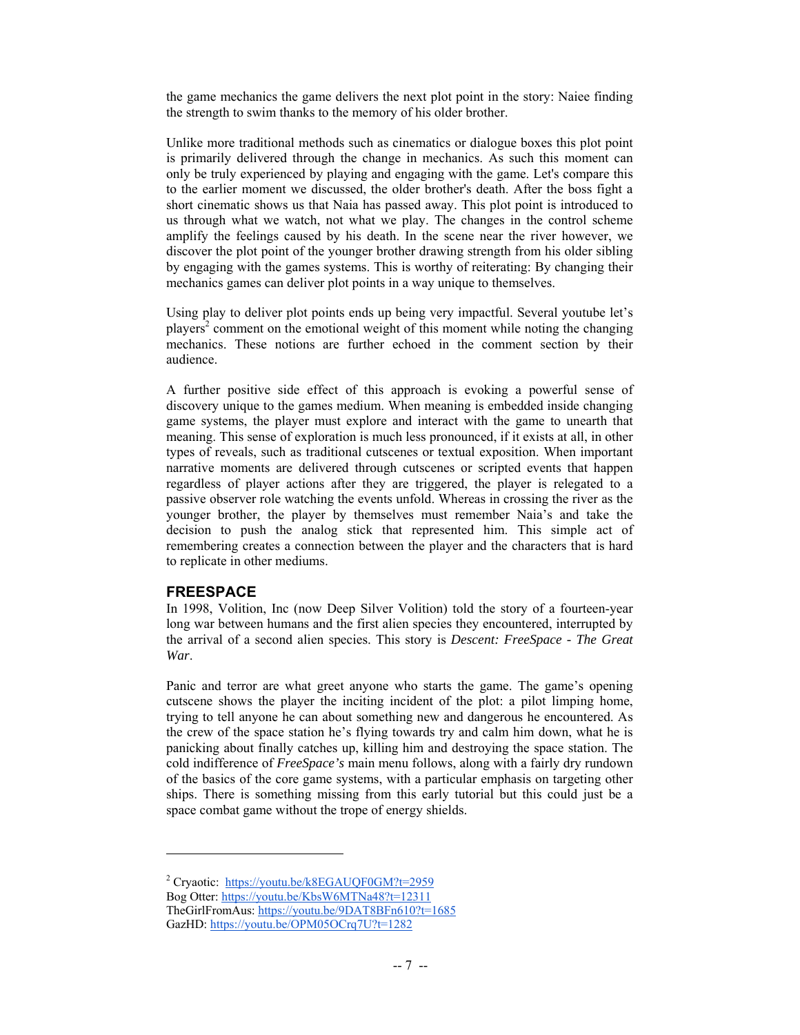the game mechanics the game delivers the next plot point in the story: Naiee finding the strength to swim thanks to the memory of his older brother.

Unlike more traditional methods such as cinematics or dialogue boxes this plot point is primarily delivered through the change in mechanics. As such this moment can only be truly experienced by playing and engaging with the game. Let's compare this to the earlier moment we discussed, the older brother's death. After the boss fight a short cinematic shows us that Naia has passed away. This plot point is introduced to us through what we watch, not what we play. The changes in the control scheme amplify the feelings caused by his death. In the scene near the river however, we discover the plot point of the younger brother drawing strength from his older sibling by engaging with the games systems. This is worthy of reiterating: By changing their mechanics games can deliver plot points in a way unique to themselves.

Using play to deliver plot points ends up being very impactful. Several youtube let's players[2] comment on the emotional weight of this moment while noting the changing mechanics. These notions are further echoed in the comment section by their audience.

A further positive side effect of this approach is evoking a powerful sense of discovery unique to the games medium. When meaning is embedded inside changing game systems, the player must explore and interact with the game to unearth that meaning. This sense of exploration is much less pronounced, if it exists at all, in other types of reveals, such as traditional cutscenes or textual exposition. When important narrative moments are delivered through cutscenes or scripted events that happen regardless of player actions after they are triggered, the player is relegated to a passive observer role watching the events unfold. Whereas in crossing the river as the younger brother, the player by themselves must remember Naia's and take the decision to push the analog stick that represented him. This simple act of remembering creates a connection between the player and the characters that is hard to replicate in other mediums.

## FREESPACE

In 1998, Volition, Inc (now Deep Silver Volition) told the story of a fourteen-year long war between humans and the first alien species they encountered, interrupted by the arrival of a second alien species. This story is *Descent: FreeSpace - The Great War*.

Panic and terror are what greet anyone who starts the game. The game's opening cutscene shows the player the inciting incident of the plot: a pilot limping home, trying to tell anyone he can about something new and dangerous he encountered. As the crew of the space station he's flying towards try and calm him down, what he is panicking about finally catches up, killing him and destroying the space station. The cold indifference of *FreeSpace's* main menu follows, along with a fairly dry rundown of the basics of the core game systems, with a particular emphasis on targeting other ships. There is something missing from this early tutorial but this could just be a space combat game without the trope of energy shields.

---

[2] Cryaotic: https://youtu.be/k8EGAUQF0GM?t=2959
Bog Otter: https://youtu.be/KbsW6MTNa48?t=12311
TheGirlFromAus: https://youtu.be/9DAT8BFn610?t=1685
GazHD: https://youtu.be/OPM05OCrq7U?t=1282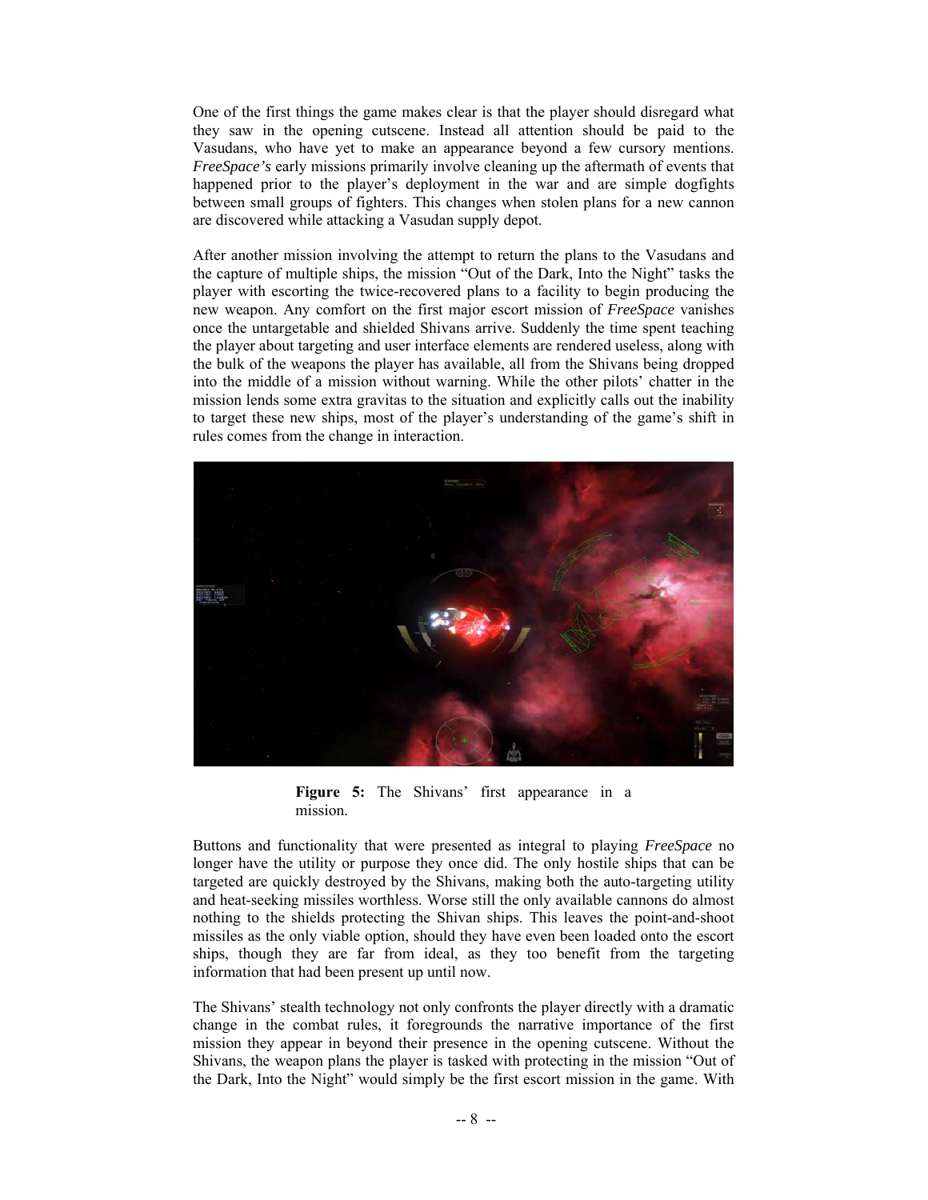One of the first things the game makes clear is that the player should disregard what they saw in the opening cutscene. Instead all attention should be paid to the Vasudans, who have yet to make an appearance beyond a few cursory mentions. *FreeSpace's* early missions primarily involve cleaning up the aftermath of events that happened prior to the player's deployment in the war and are simple dogfights between small groups of fighters. This changes when stolen plans for a new cannon are discovered while attacking a Vasudan supply depot.

After another mission involving the attempt to return the plans to the Vasudans and the capture of multiple ships, the mission "Out of the Dark, Into the Night" tasks the player with escorting the twice-recovered plans to a facility to begin producing the new weapon. Any comfort on the first major escort mission of *FreeSpace* vanishes once the untargetable and shielded Shivans arrive. Suddenly the time spent teaching the player about targeting and user interface elements are rendered useless, along with the bulk of the weapons the player has available, all from the Shivans being dropped into the middle of a mission without warning. While the other pilots' chatter in the mission lends some extra gravitas to the situation and explicitly calls out the inability to target these new ships, most of the player's understanding of the game's shift in rules comes from the change in interaction.

**Figure 5:** The Shivans' first appearance in a mission.

Buttons and functionality that were presented as integral to playing *FreeSpace* no longer have the utility or purpose they once did. The only hostile ships that can be targeted are quickly destroyed by the Shivans, making both the auto-targeting utility and heat-seeking missiles worthless. Worse still the only available cannons do almost nothing to the shields protecting the Shivan ships. This leaves the point-and-shoot missiles as the only viable option, should they have even been loaded onto the escort ships, though they are far from ideal, as they too benefit from the targeting information that had been present up until now.

The Shivans' stealth technology not only confronts the player directly with a dramatic change in the combat rules, it foregrounds the narrative importance of the first mission they appear in beyond their presence in the opening cutscene. Without the Shivans, the weapon plans the player is tasked with protecting in the mission "Out of the Dark, Into the Night" would simply be the first escort mission in the game. With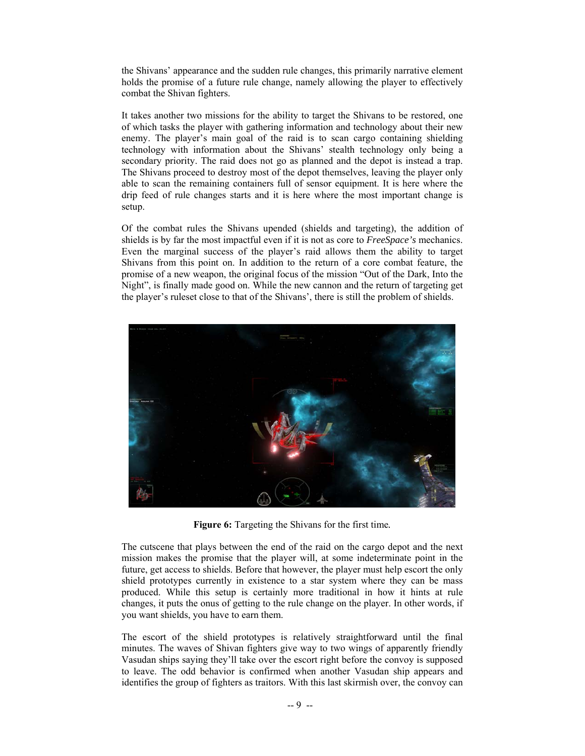the Shivans' appearance and the sudden rule changes, this primarily narrative element holds the promise of a future rule change, namely allowing the player to effectively combat the Shivan fighters.

It takes another two missions for the ability to target the Shivans to be restored, one of which tasks the player with gathering information and technology about their new enemy. The player's main goal of the raid is to scan cargo containing shielding technology with information about the Shivans' stealth technology only being a secondary priority. The raid does not go as planned and the depot is instead a trap. The Shivans proceed to destroy most of the depot themselves, leaving the player only able to scan the remaining containers full of sensor equipment. It is here where the drip feed of rule changes starts and it is here where the most important change is setup.

Of the combat rules the Shivans upended (shields and targeting), the addition of shields is by far the most impactful even if it is not as core to *FreeSpace's* mechanics. Even the marginal success of the player's raid allows them the ability to target Shivans from this point on. In addition to the return of a core combat feature, the promise of a new weapon, the original focus of the mission "Out of the Dark, Into the Night", is finally made good on. While the new cannon and the return of targeting get the player's ruleset close to that of the Shivans', there is still the problem of shields.

**Figure 6:** Targeting the Shivans for the first time.

The cutscene that plays between the end of the raid on the cargo depot and the next mission makes the promise that the player will, at some indeterminate point in the future, get access to shields. Before that however, the player must help escort the only shield prototypes currently in existence to a star system where they can be mass produced. While this setup is certainly more traditional in how it hints at rule changes, it puts the onus of getting to the rule change on the player. In other words, if you want shields, you have to earn them.

The escort of the shield prototypes is relatively straightforward until the final minutes. The waves of Shivan fighters give way to two wings of apparently friendly Vasudan ships saying they'll take over the escort right before the convoy is supposed to leave. The odd behavior is confirmed when another Vasudan ship appears and identifies the group of fighters as traitors. With this last skirmish over, the convoy can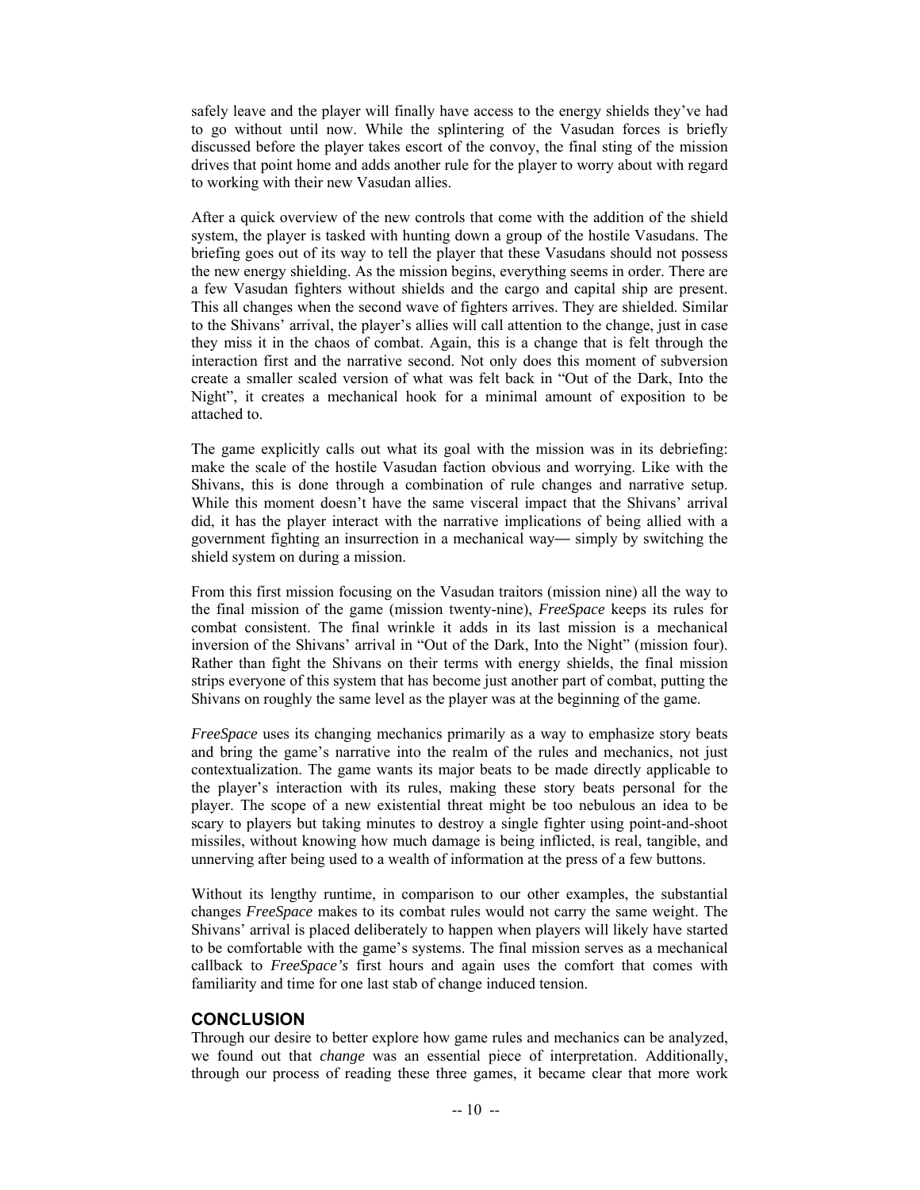safely leave and the player will finally have access to the energy shields they've had to go without until now. While the splintering of the Vasudan forces is briefly discussed before the player takes escort of the convoy, the final sting of the mission drives that point home and adds another rule for the player to worry about with regard to working with their new Vasudan allies.

After a quick overview of the new controls that come with the addition of the shield system, the player is tasked with hunting down a group of the hostile Vasudans. The briefing goes out of its way to tell the player that these Vasudans should not possess the new energy shielding. As the mission begins, everything seems in order. There are a few Vasudan fighters without shields and the cargo and capital ship are present. This all changes when the second wave of fighters arrives. They are shielded. Similar to the Shivans' arrival, the player's allies will call attention to the change, just in case they miss it in the chaos of combat. Again, this is a change that is felt through the interaction first and the narrative second. Not only does this moment of subversion create a smaller scaled version of what was felt back in "Out of the Dark, Into the Night", it creates a mechanical hook for a minimal amount of exposition to be attached to.

The game explicitly calls out what its goal with the mission was in its debriefing: make the scale of the hostile Vasudan faction obvious and worrying. Like with the Shivans, this is done through a combination of rule changes and narrative setup. While this moment doesn't have the same visceral impact that the Shivans' arrival did, it has the player interact with the narrative implications of being allied with a government fighting an insurrection in a mechanical way— simply by switching the shield system on during a mission.

From this first mission focusing on the Vasudan traitors (mission nine) all the way to the final mission of the game (mission twenty-nine), *FreeSpace* keeps its rules for combat consistent. The final wrinkle it adds in its last mission is a mechanical inversion of the Shivans' arrival in "Out of the Dark, Into the Night" (mission four). Rather than fight the Shivans on their terms with energy shields, the final mission strips everyone of this system that has become just another part of combat, putting the Shivans on roughly the same level as the player was at the beginning of the game.

*FreeSpace* uses its changing mechanics primarily as a way to emphasize story beats and bring the game's narrative into the realm of the rules and mechanics, not just contextualization. The game wants its major beats to be made directly applicable to the player's interaction with its rules, making these story beats personal for the player. The scope of a new existential threat might be too nebulous an idea to be scary to players but taking minutes to destroy a single fighter using point-and-shoot missiles, without knowing how much damage is being inflicted, is real, tangible, and unnerving after being used to a wealth of information at the press of a few buttons.

Without its lengthy runtime, in comparison to our other examples, the substantial changes *FreeSpace* makes to its combat rules would not carry the same weight. The Shivans' arrival is placed deliberately to happen when players will likely have started to be comfortable with the game's systems. The final mission serves as a mechanical callback to *FreeSpace's* first hours and again uses the comfort that comes with familiarity and time for one last stab of change induced tension.

## CONCLUSION

Through our desire to better explore how game rules and mechanics can be analyzed, we found out that *change* was an essential piece of interpretation. Additionally, through our process of reading these three games, it became clear that more work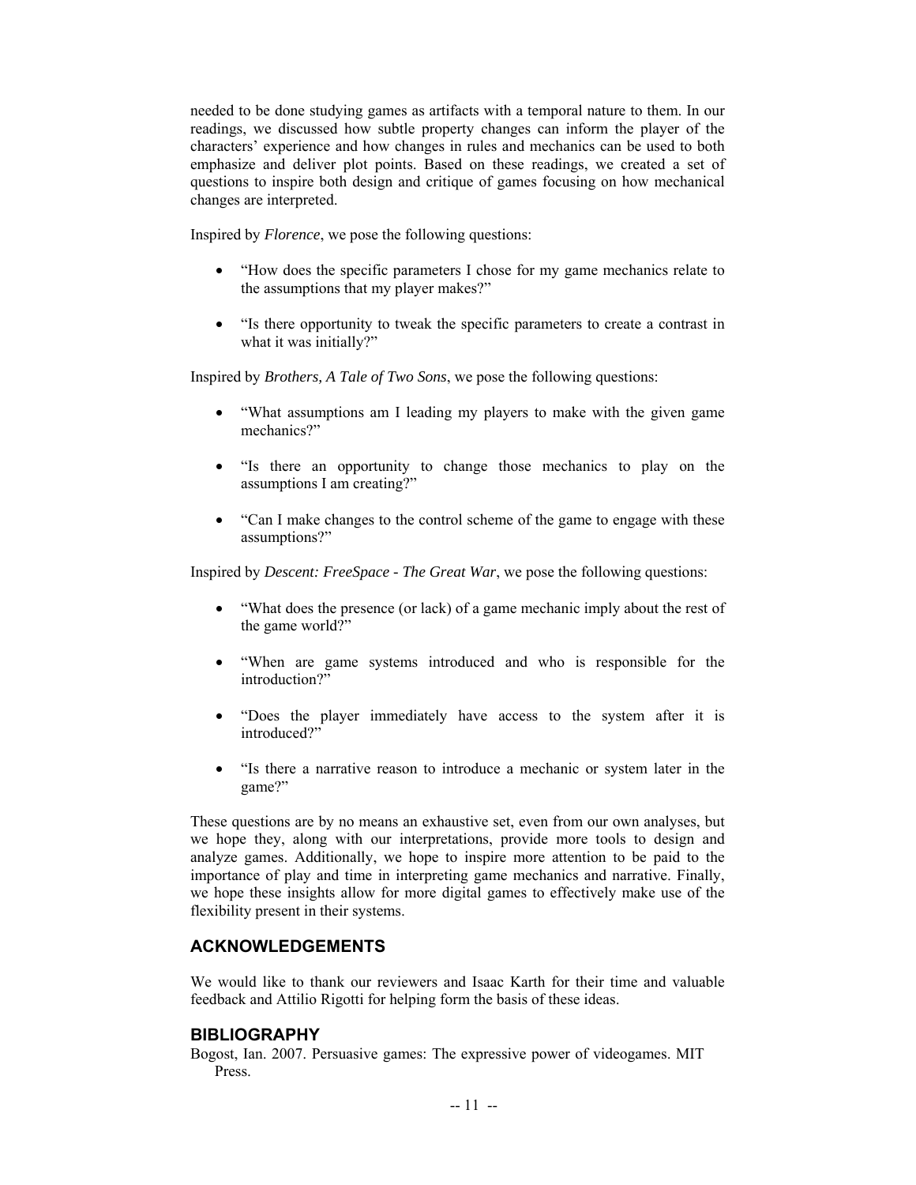needed to be done studying games as artifacts with a temporal nature to them. In our readings, we discussed how subtle property changes can inform the player of the characters' experience and how changes in rules and mechanics can be used to both emphasize and deliver plot points. Based on these readings, we created a set of questions to inspire both design and critique of games focusing on how mechanical changes are interpreted.

Inspired by *Florence*, we pose the following questions:

- "How does the specific parameters I chose for my game mechanics relate to the assumptions that my player makes?"
- "Is there opportunity to tweak the specific parameters to create a contrast in what it was initially?"

Inspired by *Brothers, A Tale of Two Sons*, we pose the following questions:

- "What assumptions am I leading my players to make with the given game mechanics?"
- "Is there an opportunity to change those mechanics to play on the assumptions I am creating?"
- "Can I make changes to the control scheme of the game to engage with these assumptions?"

Inspired by *Descent: FreeSpace - The Great War*, we pose the following questions:

- "What does the presence (or lack) of a game mechanic imply about the rest of the game world?"
- "When are game systems introduced and who is responsible for the introduction?"
- "Does the player immediately have access to the system after it is introduced?"
- "Is there a narrative reason to introduce a mechanic or system later in the game?"

These questions are by no means an exhaustive set, even from our own analyses, but we hope they, along with our interpretations, provide more tools to design and analyze games. Additionally, we hope to inspire more attention to be paid to the importance of play and time in interpreting game mechanics and narrative. Finally, we hope these insights allow for more digital games to effectively make use of the flexibility present in their systems.

## ACKNOWLEDGEMENTS

We would like to thank our reviewers and Isaac Karth for their time and valuable feedback and Attilio Rigotti for helping form the basis of these ideas.

## BIBLIOGRAPHY

Bogost, Ian. 2007. Persuasive games: The expressive power of videogames. MIT Press.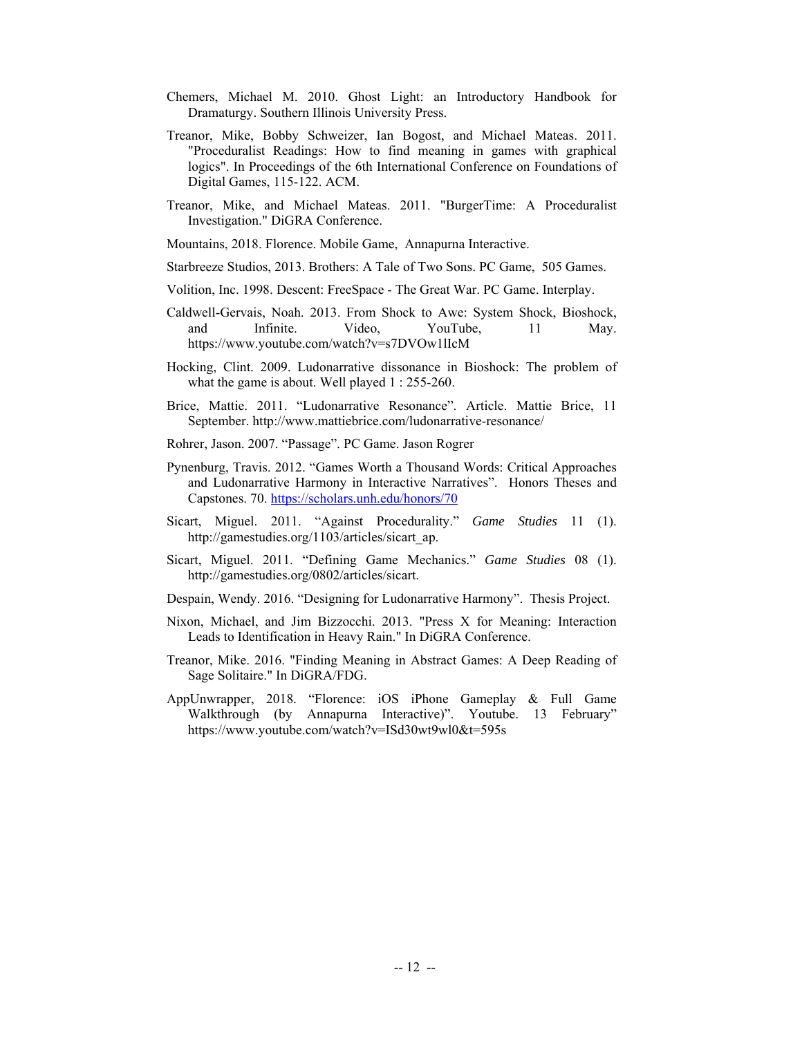Chemers, Michael M. 2010. Ghost Light: an Introductory Handbook for Dramaturgy. Southern Illinois University Press.

Treanor, Mike, Bobby Schweizer, Ian Bogost, and Michael Mateas. 2011. "Proceduralist Readings: How to find meaning in games with graphical logics". In Proceedings of the 6th International Conference on Foundations of Digital Games, 115-122. ACM.

Treanor, Mike, and Michael Mateas. 2011. "BurgerTime: A Proceduralist Investigation." DiGRA Conference.

Mountains, 2018. Florence. Mobile Game, Annapurna Interactive.

Starbreeze Studios, 2013. Brothers: A Tale of Two Sons. PC Game, 505 Games.

Volition, Inc. 1998. Descent: FreeSpace - The Great War. PC Game. Interplay.

Caldwell-Gervais, Noah. 2013. From Shock to Awe: System Shock, Bioshock, and Infinite. Video, YouTube, 11 May. https://www.youtube.com/watch?v=s7DVOw1lIcM

Hocking, Clint. 2009. Ludonarrative dissonance in Bioshock: The problem of what the game is about. Well played 1 : 255-260.

Brice, Mattie. 2011. "Ludonarrative Resonance". Article. Mattie Brice, 11 September. http://www.mattiebrice.com/ludonarrative-resonance/

Rohrer, Jason. 2007. "Passage". PC Game. Jason Rogrer

Pynenburg, Travis. 2012. "Games Worth a Thousand Words: Critical Approaches and Ludonarrative Harmony in Interactive Narratives". Honors Theses and Capstones. 70. https://scholars.unh.edu/honors/70

Sicart, Miguel. 2011. "Against Procedurality." *Game Studies* 11 (1). http://gamestudies.org/1103/articles/sicart_ap.

Sicart, Miguel. 2011. "Defining Game Mechanics." *Game Studies* 08 (1). http://gamestudies.org/0802/articles/sicart.

Despain, Wendy. 2016. "Designing for Ludonarrative Harmony". Thesis Project.

Nixon, Michael, and Jim Bizzocchi. 2013. "Press X for Meaning: Interaction Leads to Identification in Heavy Rain." In DiGRA Conference.

Treanor, Mike. 2016. "Finding Meaning in Abstract Games: A Deep Reading of Sage Solitaire." In DiGRA/FDG.

AppUnwrapper, 2018. "Florence: iOS iPhone Gameplay & Full Game Walkthrough (by Annapurna Interactive)". Youtube. 13 February" https://www.youtube.com/watch?v=ISd30wt9wl0&t=595s